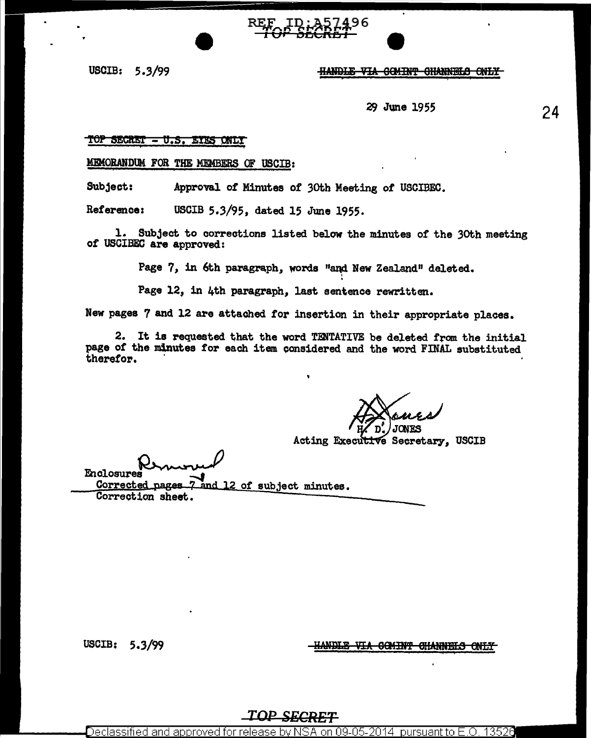REF ID:A57496
~~TOP SECRET~~

USCIB: 5.3/99

~~HANDLE VIA COMINT CHANNELS ONLY~~

29 June 1955

~~TOP SECRET - U.S. EYES ONLY~~

MEMORANDUM FOR THE MEMBERS OF USCIB:

Subject: Approval of Minutes of 30th Meeting of USCIBEC.

Reference: USCIB 5.3/95, dated 15 June 1955.

1. Subject to corrections listed below the minutes of the 30th meeting of USCIBEC are approved:

Page 7, in 6th paragraph, words "and New Zealand" deleted.

Page 12, in 4th paragraph, last sentence rewritten.

New pages 7 and 12 are attached for insertion in their appropriate places.

2. It is requested that the word TENTATIVE be deleted from the initial page of the minutes for each item considered and the word FINAL substituted therefor.

H. D. JONES
Acting Executive Secretary, USCIB

Enclosures
Corrected pages 7 and 12 of subject minutes.
Correction sheet.

USCIB: 5.3/99

~~HANDLE VIA COMINT CHANNELS ONLY~~

~~TOP SECRET~~

Declassified and approved for release by NSA on 09-05-2014 pursuant to E.O. 13526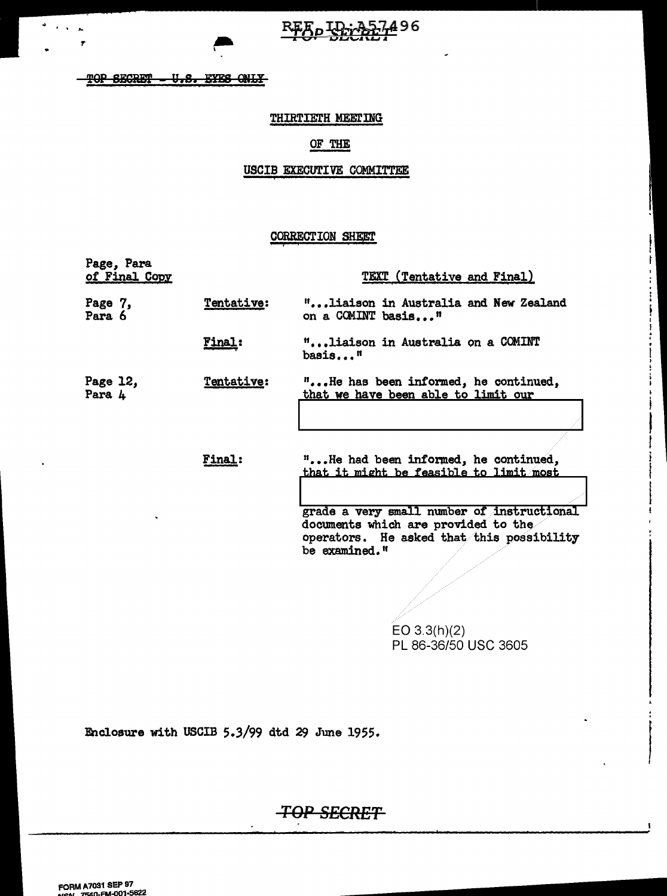TOP SECRET - U.S. EYES ONLY

THIRTIETH MEETING

OF THE

USCIB EXECUTIVE COMMITTEE

CORRECTION SHEET

| Page, Para of Final Copy | | TEXT (Tentative and Final) |
|---|---|---|
| Page 7, Para 6 | Tentative: | "...liaison in Australia and New Zealand on a COMINT basis..." |
| | Final: | "...liaison in Australia on a COMINT basis..." |
| Page 12, Para 4 | Tentative: | "...He has been informed, he continued, that we have been able to limit our [redacted] |
| | Final: | "...He had been informed, he continued, that it might be feasible to limit most [redacted] grade a very small number of instructional documents which are provided to the operators. He asked that this possibility be examined." |

EO 3.3(h)(2)
PL 86-36/50 USC 3605

Enclosure with USCIB 5.3/99 dtd 29 June 1955.

TOP SECRET